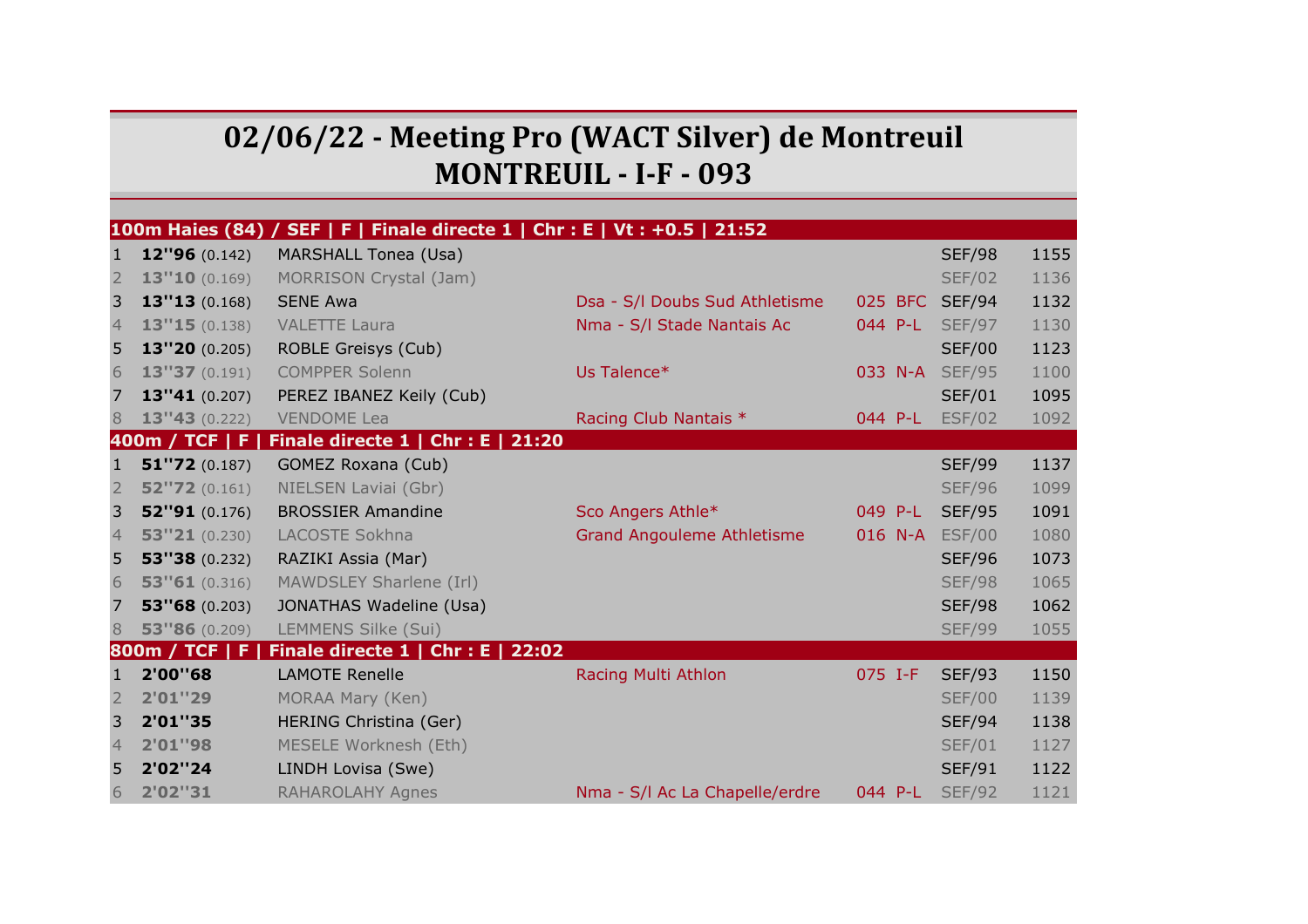# 02/06/22 - Meeting Pro (WACT Silver) de Montreuil
## MONTREUIL - I-F - 093

| | | | | | | |
|---|---|---|---|---|---|---|
| **100m Haies (84) / SEF \| F \| Finale directe 1 \| Chr : E \| Vt : +0.5 \| 21:52** | | | | | | |
| 1 | **12''96** (0.142) | MARSHALL Tonea (Usa) | | | SEF/98 | 1155 |
| 2 | **13''10** (0.169) | MORRISON Crystal (Jam) | | | SEF/02 | 1136 |
| 3 | **13''13** (0.168) | SENE Awa | Dsa - S/l Doubs Sud Athletisme | 025 BFC | SEF/94 | 1132 |
| 4 | **13''15** (0.138) | VALETTE Laura | Nma - S/l Stade Nantais Ac | 044 P-L | SEF/97 | 1130 |
| 5 | **13''20** (0.205) | ROBLE Greisys (Cub) | | | SEF/00 | 1123 |
| 6 | **13''37** (0.191) | COMPPER Solenn | Us Talence* | 033 N-A | SEF/95 | 1100 |
| 7 | **13''41** (0.207) | PEREZ IBANEZ Keily (Cub) | | | SEF/01 | 1095 |
| 8 | **13''43** (0.222) | VENDOME Lea | Racing Club Nantais * | 044 P-L | ESF/02 | 1092 |
| **400m / TCF \| F \| Finale directe 1 \| Chr : E \| 21:20** | | | | | | |
| 1 | **51''72** (0.187) | GOMEZ Roxana (Cub) | | | SEF/99 | 1137 |
| 2 | **52''72** (0.161) | NIELSEN Laviai (Gbr) | | | SEF/96 | 1099 |
| 3 | **52''91** (0.176) | BROSSIER Amandine | Sco Angers Athle* | 049 P-L | SEF/95 | 1091 |
| 4 | **53''21** (0.230) | LACOSTE Sokhna | Grand Angouleme Athletisme | 016 N-A | ESF/00 | 1080 |
| 5 | **53''38** (0.232) | RAZIKI Assia (Mar) | | | SEF/96 | 1073 |
| 6 | **53''61** (0.316) | MAWDSLEY Sharlene (Irl) | | | SEF/98 | 1065 |
| 7 | **53''68** (0.203) | JONATHAS Wadeline (Usa) | | | SEF/98 | 1062 |
| 8 | **53''86** (0.209) | LEMMENS Silke (Sui) | | | SEF/99 | 1055 |
| **800m / TCF \| F \| Finale directe 1 \| Chr : E \| 22:02** | | | | | | |
| 1 | **2'00''68** | LAMOTE Renelle | Racing Multi Athlon | 075 I-F | SEF/93 | 1150 |
| 2 | **2'01''29** | MORAA Mary (Ken) | | | SEF/00 | 1139 |
| 3 | **2'01''35** | HERING Christina (Ger) | | | SEF/94 | 1138 |
| 4 | **2'01''98** | MESELE Worknesh (Eth) | | | SEF/01 | 1127 |
| 5 | **2'02''24** | LINDH Lovisa (Swe) | | | SEF/91 | 1122 |
| 6 | **2'02''31** | RAHAROLAHY Agnes | Nma - S/l Ac La Chapelle/erdre | 044 P-L | SEF/92 | 1121 |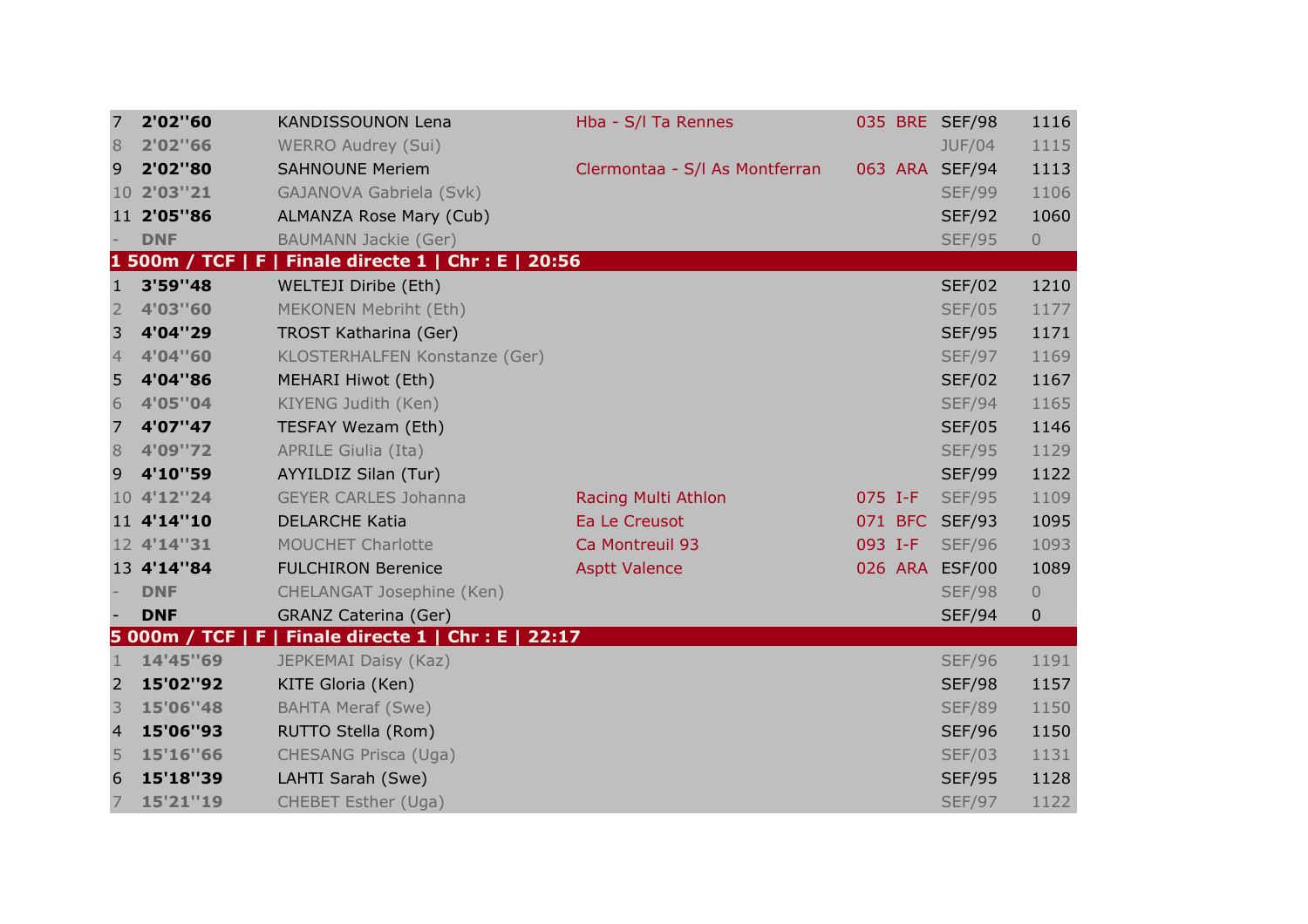| Rang | Perf | Nom | Club | Dép | Ligue | Cat | Points |
|---|---|---|---|---|---|---|---|
| 7 | **2'02''60** | KANDISSOUNON Lena | Hba - S/l Ta Rennes | 035 | BRE | SEF/98 | 1116 |
| 8 | **2'02''66** | WERRO Audrey (Sui) | | | | JUF/04 | 1115 |
| 9 | **2'02''80** | SAHNOUNE Meriem | Clermontaa - S/l As Montferran | 063 | ARA | SEF/94 | 1113 |
| 10 | **2'03''21** | GAJANOVA Gabriela (Svk) | | | | SEF/99 | 1106 |
| 11 | **2'05''86** | ALMANZA Rose Mary (Cub) | | | | SEF/92 | 1060 |
| - | **DNF** | BAUMANN Jackie (Ger) | | | | SEF/95 | 0 |
| **1 500m / TCF \| F \| Finale directe 1 \| Chr : E \| 20:56** | | | | | | | |
| 1 | **3'59''48** | WELTEJI Diribe (Eth) | | | | SEF/02 | 1210 |
| 2 | **4'03''60** | MEKONEN Mebriht (Eth) | | | | SEF/05 | 1177 |
| 3 | **4'04''29** | TROST Katharina (Ger) | | | | SEF/95 | 1171 |
| 4 | **4'04''60** | KLOSTERHALFEN Konstanze (Ger) | | | | SEF/97 | 1169 |
| 5 | **4'04''86** | MEHARI Hiwot (Eth) | | | | SEF/02 | 1167 |
| 6 | **4'05''04** | KIYENG Judith (Ken) | | | | SEF/94 | 1165 |
| 7 | **4'07''47** | TESFAY Wezam (Eth) | | | | SEF/05 | 1146 |
| 8 | **4'09''72** | APRILE Giulia (Ita) | | | | SEF/95 | 1129 |
| 9 | **4'10''59** | AYYILDIZ Silan (Tur) | | | | SEF/99 | 1122 |
| 10 | **4'12''24** | GEYER CARLES Johanna | Racing Multi Athlon | 075 | I-F | SEF/95 | 1109 |
| 11 | **4'14''10** | DELARCHE Katia | Ea Le Creusot | 071 | BFC | SEF/93 | 1095 |
| 12 | **4'14''31** | MOUCHET Charlotte | Ca Montreuil 93 | 093 | I-F | SEF/96 | 1093 |
| 13 | **4'14''84** | FULCHIRON Berenice | Asptt Valence | 026 | ARA | ESF/00 | 1089 |
| - | **DNF** | CHELANGAT Josephine (Ken) | | | | SEF/98 | 0 |
| - | **DNF** | GRANZ Caterina (Ger) | | | | SEF/94 | 0 |
| **5 000m / TCF \| F \| Finale directe 1 \| Chr : E \| 22:17** | | | | | | | |
| 1 | **14'45''69** | JEPKEMAI Daisy (Kaz) | | | | SEF/96 | 1191 |
| 2 | **15'02''92** | KITE Gloria (Ken) | | | | SEF/98 | 1157 |
| 3 | **15'06''48** | BAHTA Meraf (Swe) | | | | SEF/89 | 1150 |
| 4 | **15'06''93** | RUTTO Stella (Rom) | | | | SEF/96 | 1150 |
| 5 | **15'16''66** | CHESANG Prisca (Uga) | | | | SEF/03 | 1131 |
| 6 | **15'18''39** | LAHTI Sarah (Swe) | | | | SEF/95 | 1128 |
| 7 | **15'21''19** | CHEBET Esther (Uga) | | | | SEF/97 | 1122 |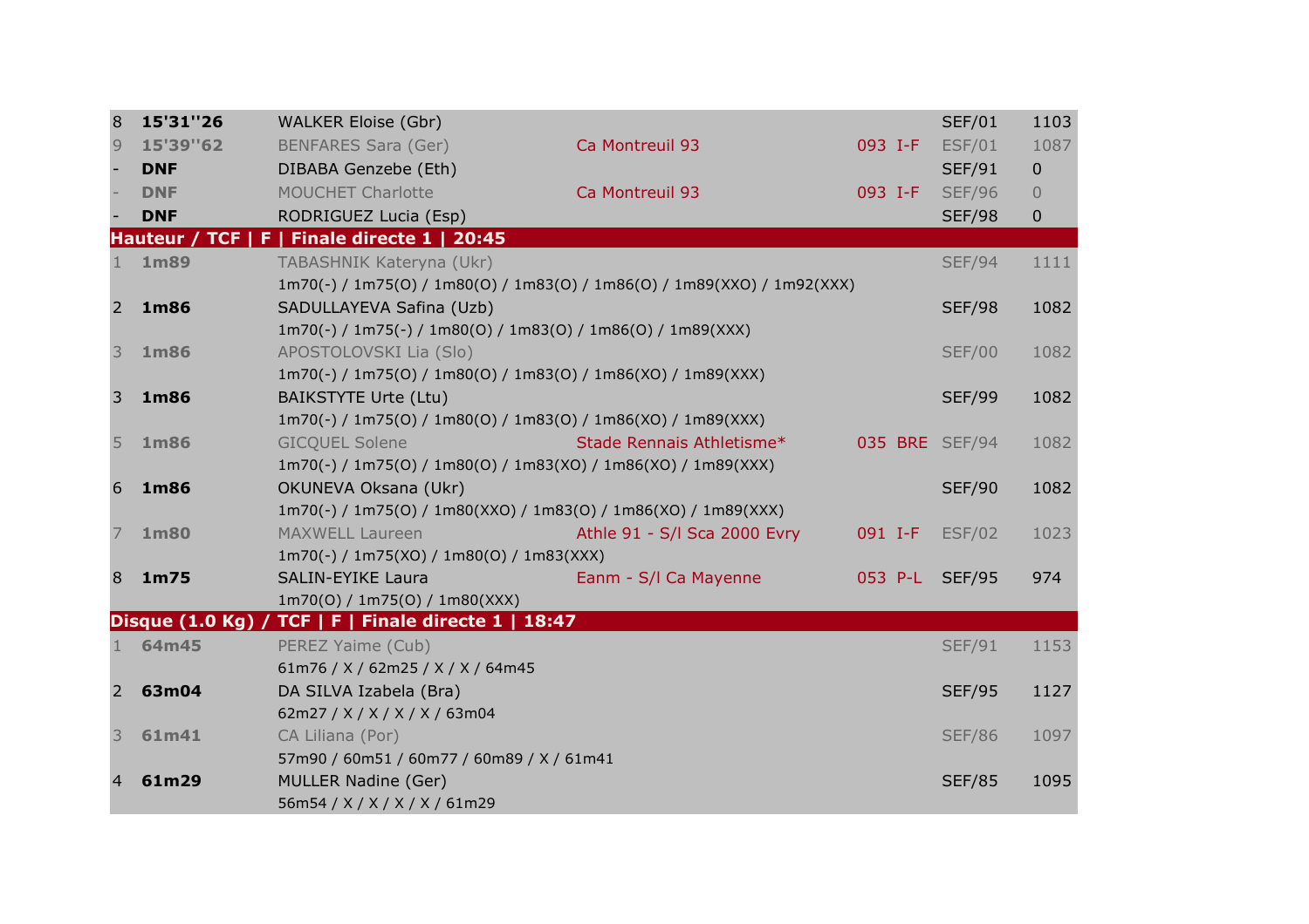| Rang | Perf | Nom | Club | Dép | Cat | Pts |
|---|---|---|---|---|---|---|
| 8 | **15'31''26** | WALKER Eloise (Gbr) | | | SEF/01 | 1103 |
| 9 | **15'39''62** | BENFARES Sara (Ger) | Ca Montreuil 93 | 093 I-F | ESF/01 | 1087 |
| - | **DNF** | DIBABA Genzebe (Eth) | | | SEF/91 | 0 |
| - | **DNF** | MOUCHET Charlotte | Ca Montreuil 93 | 093 I-F | SEF/96 | 0 |
| - | **DNF** | RODRIGUEZ Lucia (Esp) | | | SEF/98 | 0 |

## Hauteur / TCF | F | Finale directe 1 | 20:45

| Rang | Perf | Nom | Club | Dép | Cat | Pts |
|---|---|---|---|---|---|---|
| 1 | **1m89** | TABASHNIK Kateryna (Ukr)<br>1m70(-) / 1m75(O) / 1m80(O) / 1m83(O) / 1m86(O) / 1m89(XXO) / 1m92(XXX) | | | SEF/94 | 1111 |
| 2 | **1m86** | SADULLAYEVA Safina (Uzb)<br>1m70(-) / 1m75(-) / 1m80(O) / 1m83(O) / 1m86(O) / 1m89(XXX) | | | SEF/98 | 1082 |
| 3 | **1m86** | APOSTOLOVSKI Lia (Slo)<br>1m70(-) / 1m75(O) / 1m80(O) / 1m83(O) / 1m86(XO) / 1m89(XXX) | | | SEF/00 | 1082 |
| 3 | **1m86** | BAIKSTYTE Urte (Ltu)<br>1m70(-) / 1m75(O) / 1m80(O) / 1m83(O) / 1m86(XO) / 1m89(XXX) | | | SEF/99 | 1082 |
| 5 | **1m86** | GICQUEL Solene<br>1m70(-) / 1m75(O) / 1m80(O) / 1m83(XO) / 1m86(XO) / 1m89(XXX) | Stade Rennais Athletisme* | 035 BRE | SEF/94 | 1082 |
| 6 | **1m86** | OKUNEVA Oksana (Ukr)<br>1m70(-) / 1m75(O) / 1m80(XXO) / 1m83(O) / 1m86(XO) / 1m89(XXX) | | | SEF/90 | 1082 |
| 7 | **1m80** | MAXWELL Laureen<br>1m70(-) / 1m75(XO) / 1m80(O) / 1m83(XXX) | Athle 91 - S/l Sca 2000 Evry | 091 I-F | ESF/02 | 1023 |
| 8 | **1m75** | SALIN-EYIKE Laura<br>1m70(O) / 1m75(O) / 1m80(XXX) | Eanm - S/l Ca Mayenne | 053 P-L | SEF/95 | 974 |

## Disque (1.0 Kg) / TCF | F | Finale directe 1 | 18:47

| Rang | Perf | Nom | Club | Dép | Cat | Pts |
|---|---|---|---|---|---|---|
| 1 | **64m45** | PEREZ Yaime (Cub)<br>61m76 / X / 62m25 / X / X / 64m45 | | | SEF/91 | 1153 |
| 2 | **63m04** | DA SILVA Izabela (Bra)<br>62m27 / X / X / X / X / 63m04 | | | SEF/95 | 1127 |
| 3 | **61m41** | CA Liliana (Por)<br>57m90 / 60m51 / 60m77 / 60m89 / X / 61m41 | | | SEF/86 | 1097 |
| 4 | **61m29** | MULLER Nadine (Ger)<br>56m54 / X / X / X / X / 61m29 | | | SEF/85 | 1095 |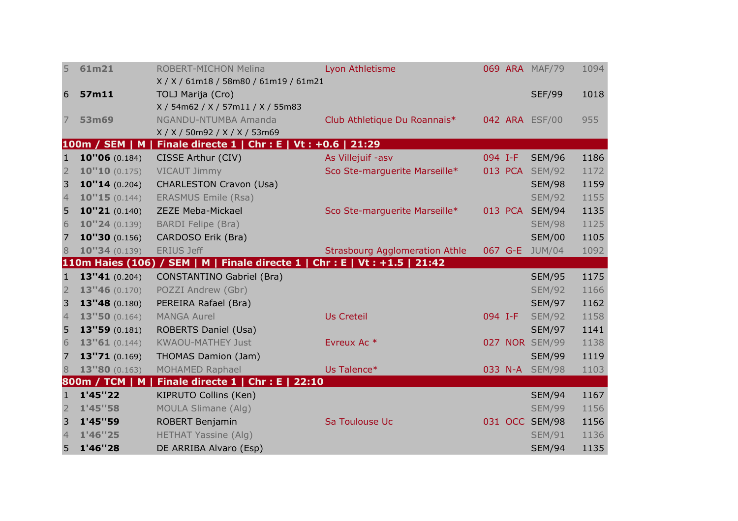| | | | | | | | |
|---|---|---|---|---|---|---|---|
| 5 | **61m21** | ROBERT-MICHON Melina | Lyon Athletisme | 069 | ARA | MAF/79 | 1094 |
| | | X / X / 61m18 / 58m80 / 61m19 / 61m21 | | | | | |
| 6 | **57m11** | TOLJ Marija (Cro) | | | | SEF/99 | 1018 |
| | | X / 54m62 / X / 57m11 / X / 55m83 | | | | | |
| 7 | **53m69** | NGANDU-NTUMBA Amanda | Club Athletique Du Roannais* | 042 | ARA | ESF/00 | 955 |
| | | X / X / 50m92 / X / X / 53m69 | | | | | |

**100m / SEM | M | Finale directe 1 | Chr : E | Vt : +0.6 | 21:29**

| | | | | | | | |
|---|---|---|---|---|---|---|---|
| 1 | **10''06** (0.184) | CISSE Arthur (CIV) | As Villejuif -asv | 094 | I-F | SEM/96 | 1186 |
| 2 | **10''10** (0.175) | VICAUT Jimmy | Sco Ste-marguerite Marseille* | 013 | PCA | SEM/92 | 1172 |
| 3 | **10''14** (0.204) | CHARLESTON Cravon (Usa) | | | | SEM/98 | 1159 |
| 4 | **10''15** (0.144) | ERASMUS Emile (Rsa) | | | | SEM/92 | 1155 |
| 5 | **10''21** (0.140) | ZEZE Meba-Mickael | Sco Ste-marguerite Marseille* | 013 | PCA | SEM/94 | 1135 |
| 6 | **10''24** (0.139) | BARDI Felipe (Bra) | | | | SEM/98 | 1125 |
| 7 | **10''30** (0.156) | CARDOSO Erik (Bra) | | | | SEM/00 | 1105 |
| 8 | **10''34** (0.139) | ERIUS Jeff | Strasbourg Agglomeration Athle | 067 | G-E | JUM/04 | 1092 |

**110m Haies (106) / SEM | M | Finale directe 1 | Chr : E | Vt : +1.5 | 21:42**

| | | | | | | | |
|---|---|---|---|---|---|---|---|
| 1 | **13''41** (0.204) | CONSTANTINO Gabriel (Bra) | | | | SEM/95 | 1175 |
| 2 | **13''46** (0.170) | POZZI Andrew (Gbr) | | | | SEM/92 | 1166 |
| 3 | **13''48** (0.180) | PEREIRA Rafael (Bra) | | | | SEM/97 | 1162 |
| 4 | **13''50** (0.164) | MANGA Aurel | Us Creteil | 094 | I-F | SEM/92 | 1158 |
| 5 | **13''59** (0.181) | ROBERTS Daniel (Usa) | | | | SEM/97 | 1141 |
| 6 | **13''61** (0.144) | KWAOU-MATHEY Just | Evreux Ac * | 027 | NOR | SEM/99 | 1138 |
| 7 | **13''71** (0.169) | THOMAS Damion (Jam) | | | | SEM/99 | 1119 |
| 8 | **13''80** (0.163) | MOHAMED Raphael | Us Talence* | 033 | N-A | SEM/98 | 1103 |

**800m / TCM | M | Finale directe 1 | Chr : E | 22:10**

| | | | | | | | |
|---|---|---|---|---|---|---|---|
| 1 | **1'45''22** | KIPRUTO Collins (Ken) | | | | SEM/94 | 1167 |
| 2 | **1'45''58** | MOULA Slimane (Alg) | | | | SEM/99 | 1156 |
| 3 | **1'45''59** | ROBERT Benjamin | Sa Toulouse Uc | 031 | OCC | SEM/98 | 1156 |
| 4 | **1'46''25** | HETHAT Yassine (Alg) | | | | SEM/91 | 1136 |
| 5 | **1'46''28** | DE ARRIBA Alvaro (Esp) | | | | SEM/94 | 1135 |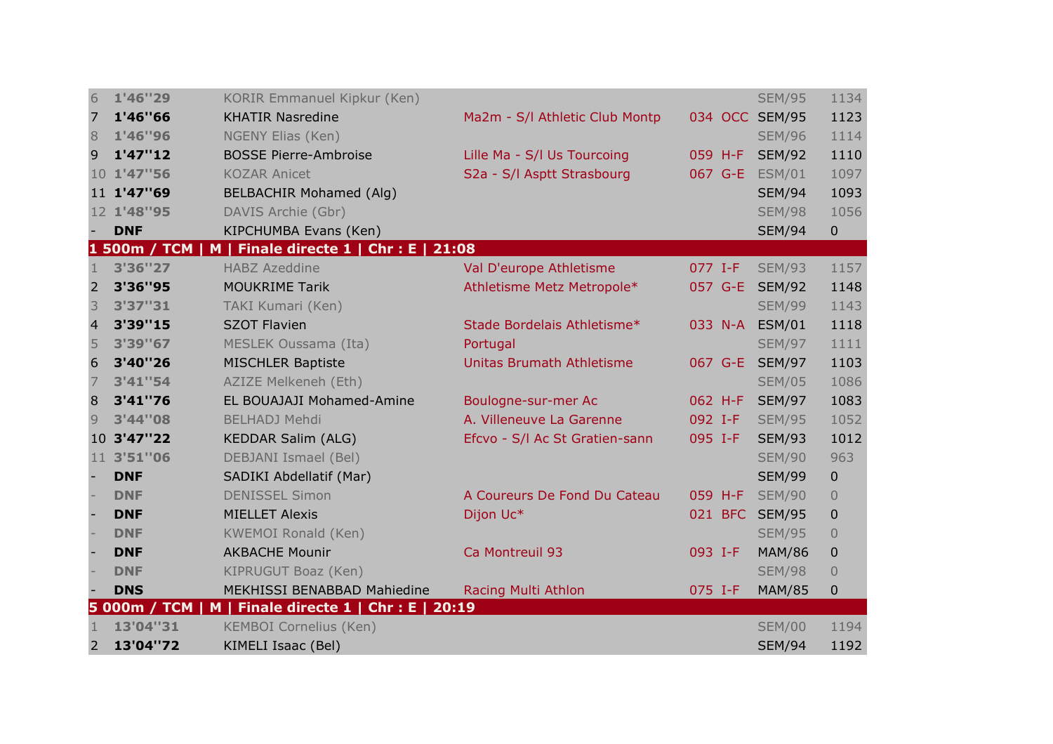| Place | Perf | Nom | Club | Dép | Ligue | Cat | Points |
|---|---|---|---|---|---|---|---|
| 6 | 1'46''29 | KORIR Emmanuel Kipkur (Ken) | | | | SEM/95 | 1134 |
| 7 | 1'46''66 | KHATIR Nasredine | Ma2m - S/l Athletic Club Montp | 034 | OCC | SEM/95 | 1123 |
| 8 | 1'46''96 | NGENY Elias (Ken) | | | | SEM/96 | 1114 |
| 9 | 1'47''12 | BOSSE Pierre-Ambroise | Lille Ma - S/l Us Tourcoing | 059 | H-F | SEM/92 | 1110 |
| 10 | 1'47''56 | KOZAR Anicet | S2a - S/l Asptt Strasbourg | 067 | G-E | ESM/01 | 1097 |
| 11 | 1'47''69 | BELBACHIR Mohamed (Alg) | | | | SEM/94 | 1093 |
| 12 | 1'48''95 | DAVIS Archie (Gbr) | | | | SEM/98 | 1056 |
| - | DNF | KIPCHUMBA Evans (Ken) | | | | SEM/94 | 0 |

**1 500m / TCM | M | Finale directe 1 | Chr : E | 21:08**

| Place | Perf | Nom | Club | Dép | Ligue | Cat | Points |
|---|---|---|---|---|---|---|---|
| 1 | 3'36''27 | HABZ Azeddine | Val D'europe Athletisme | 077 | I-F | SEM/93 | 1157 |
| 2 | 3'36''95 | MOUKRIME Tarik | Athletisme Metz Metropole* | 057 | G-E | SEM/92 | 1148 |
| 3 | 3'37''31 | TAKI Kumari (Ken) | | | | SEM/99 | 1143 |
| 4 | 3'39''15 | SZOT Flavien | Stade Bordelais Athletisme* | 033 | N-A | ESM/01 | 1118 |
| 5 | 3'39''67 | MESLEK Oussama (Ita) | Portugal | | | SEM/97 | 1111 |
| 6 | 3'40''26 | MISCHLER Baptiste | Unitas Brumath Athletisme | 067 | G-E | SEM/97 | 1103 |
| 7 | 3'41''54 | AZIZE Melkeneh (Eth) | | | | SEM/05 | 1086 |
| 8 | 3'41''76 | EL BOUAJAJI Mohamed-Amine | Boulogne-sur-mer Ac | 062 | H-F | SEM/97 | 1083 |
| 9 | 3'44''08 | BELHADJ Mehdi | A. Villeneuve La Garenne | 092 | I-F | SEM/95 | 1052 |
| 10 | 3'47''22 | KEDDAR Salim (ALG) | Efcvo - S/l Ac St Gratien-sann | 095 | I-F | SEM/93 | 1012 |
| 11 | 3'51''06 | DEBJANI Ismael (Bel) | | | | SEM/90 | 963 |
| - | DNF | SADIKI Abdellatif (Mar) | | | | SEM/99 | 0 |
| - | DNF | DENISSEL Simon | A Coureurs De Fond Du Cateau | 059 | H-F | SEM/90 | 0 |
| - | DNF | MIELLET Alexis | Dijon Uc* | 021 | BFC | SEM/95 | 0 |
| - | DNF | KWEMOI Ronald (Ken) | | | | SEM/95 | 0 |
| - | DNF | AKBACHE Mounir | Ca Montreuil 93 | 093 | I-F | MAM/86 | 0 |
| - | DNF | KIPRUGUT Boaz (Ken) | | | | SEM/98 | 0 |
| - | DNS | MEKHISSI BENABBAD Mahiedine | Racing Multi Athlon | 075 | I-F | MAM/85 | 0 |

**5 000m / TCM | M | Finale directe 1 | Chr : E | 20:19**

| Place | Perf | Nom | Club | Dép | Ligue | Cat | Points |
|---|---|---|---|---|---|---|---|
| 1 | 13'04''31 | KEMBOI Cornelius (Ken) | | | | SEM/00 | 1194 |
| 2 | 13'04''72 | KIMELI Isaac (Bel) | | | | SEM/94 | 1192 |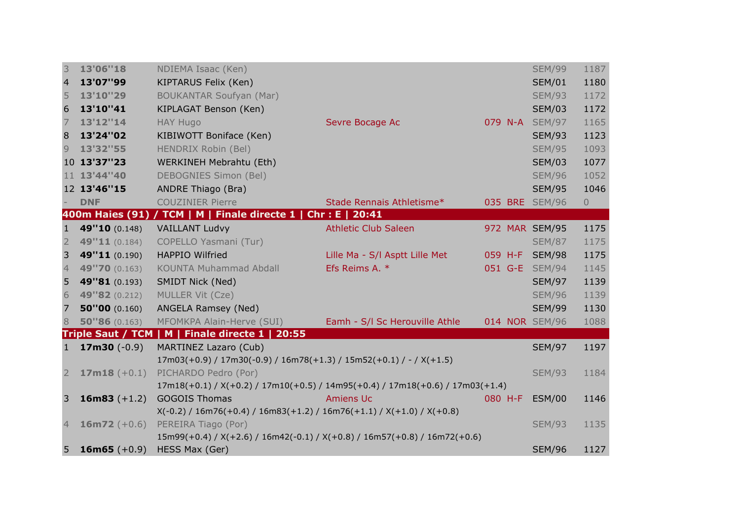| | | | | | | | |
|---|---|---|---|---|---|---|---|
| 3 | **13'06''18** | NDIEMA Isaac (Ken) | | | | SEM/99 | 1187 |
| 4 | **13'07''99** | KIPTARUS Felix (Ken) | | | | SEM/01 | 1180 |
| 5 | **13'10''29** | BOUKANTAR Soufyan (Mar) | | | | SEM/93 | 1172 |
| 6 | **13'10''41** | KIPLAGAT Benson (Ken) | | | | SEM/03 | 1172 |
| 7 | **13'12''14** | HAY Hugo | Sevre Bocage Ac | 079 | N-A | SEM/97 | 1165 |
| 8 | **13'24''02** | KIBIWOTT Boniface (Ken) | | | | SEM/93 | 1123 |
| 9 | **13'32''55** | HENDRIX Robin (Bel) | | | | SEM/95 | 1093 |
| 10 | **13'37''23** | WERKINEH Mebrahtu (Eth) | | | | SEM/03 | 1077 |
| 11 | **13'44''40** | DEBOGNIES Simon (Bel) | | | | SEM/96 | 1052 |
| 12 | **13'46''15** | ANDRE Thiago (Bra) | | | | SEM/95 | 1046 |
| - | **DNF** | COUZINIER Pierre | Stade Rennais Athletisme* | 035 | BRE | SEM/96 | 0 |

**400m Haies (91) / TCM | M | Finale directe 1 | Chr : E | 20:41**

| | | | | | | | |
|---|---|---|---|---|---|---|---|
| 1 | **49''10** (0.148) | VAILLANT Ludvy | Athletic Club Saleen | 972 | MAR | SEM/95 | 1175 |
| 2 | **49''11** (0.184) | COPELLO Yasmani (Tur) | | | | SEM/87 | 1175 |
| 3 | **49''11** (0.190) | HAPPIO Wilfried | Lille Ma - S/l Asptt Lille Met | 059 | H-F | SEM/98 | 1175 |
| 4 | **49''70** (0.163) | KOUNTA Muhammad Abdall | Efs Reims A. * | 051 | G-E | SEM/94 | 1145 |
| 5 | **49''81** (0.193) | SMIDT Nick (Ned) | | | | SEM/97 | 1139 |
| 6 | **49''82** (0.212) | MULLER Vit (Cze) | | | | SEM/96 | 1139 |
| 7 | **50''00** (0.160) | ANGELA Ramsey (Ned) | | | | SEM/99 | 1130 |
| 8 | **50''86** (0.163) | MFOMKPA Alain-Herve (SUI) | Eamh - S/l Sc Herouville Athle | 014 | NOR | SEM/96 | 1088 |

**Triple Saut / TCM | M | Finale directe 1 | 20:55**

| | | | | | | | |
|---|---|---|---|---|---|---|---|
| 1 | **17m30** (-0.9) | MARTINEZ Lazaro (Cub) | | | | SEM/97 | 1197 |
| | | 17m03(+0.9) / 17m30(-0.9) / 16m78(+1.3) / 15m52(+0.1) / - / X(+1.5) | | | | | |
| 2 | **17m18** (+0.1) | PICHARDO Pedro (Por) | | | | SEM/93 | 1184 |
| | | 17m18(+0.1) / X(+0.2) / 17m10(+0.5) / 14m95(+0.4) / 17m18(+0.6) / 17m03(+1.4) | | | | | |
| 3 | **16m83** (+1.2) | GOGOIS Thomas | Amiens Uc | 080 | H-F | ESM/00 | 1146 |
| | | X(-0.2) / 16m76(+0.4) / 16m83(+1.2) / 16m76(+1.1) / X(+1.0) / X(+0.8) | | | | | |
| 4 | **16m72** (+0.6) | PEREIRA Tiago (Por) | | | | SEM/93 | 1135 |
| | | 15m99(+0.4) / X(+2.6) / 16m42(-0.1) / X(+0.8) / 16m57(+0.8) / 16m72(+0.6) | | | | | |
| 5 | **16m65** (+0.9) | HESS Max (Ger) | | | | SEM/96 | 1127 |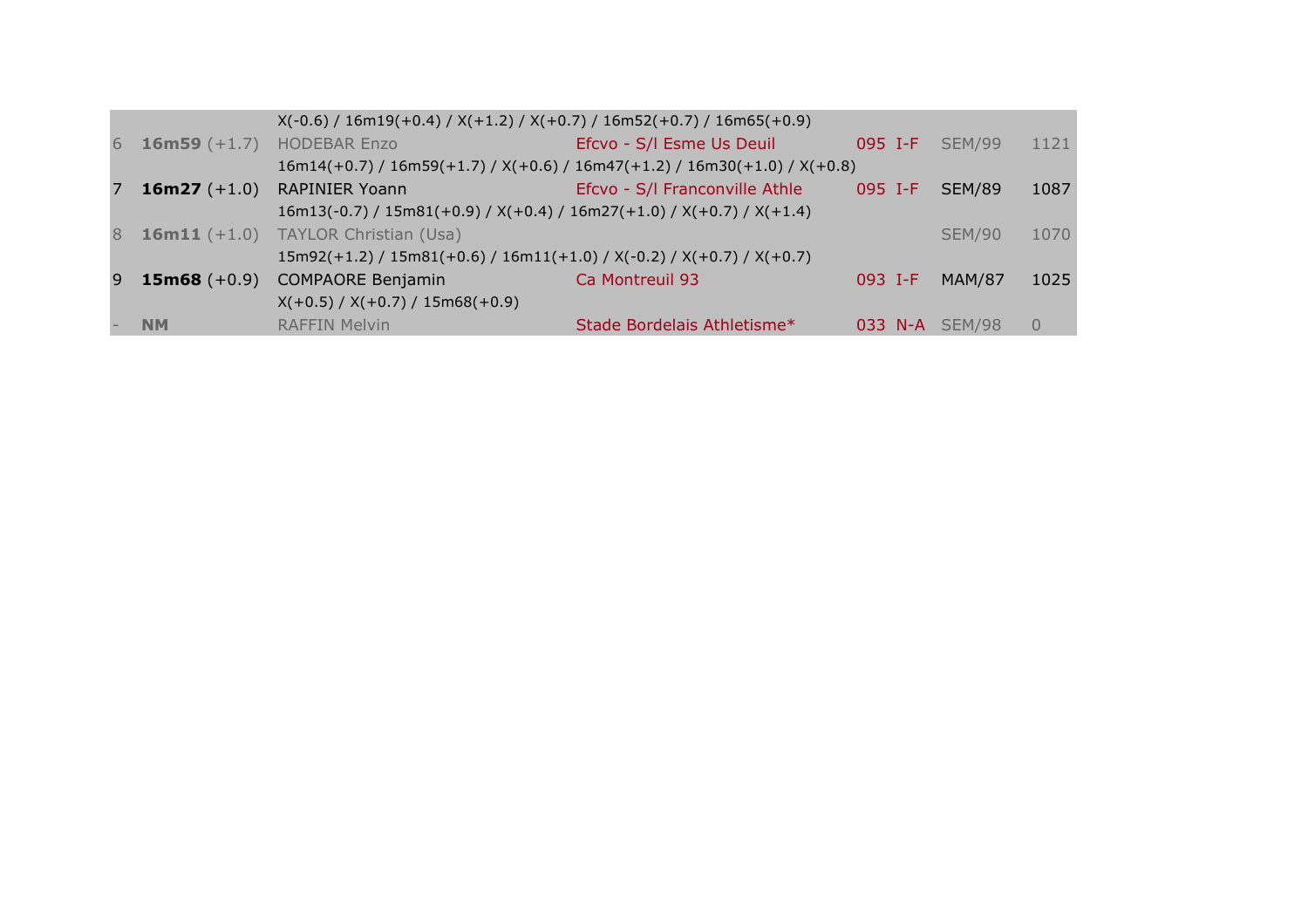| | | | | | | |
|---|---|---|---|---|---|---|
| | | X(-0.6) / 16m19(+0.4) / X(+1.2) / X(+0.7) / 16m52(+0.7) / 16m65(+0.9) | | | | |
| 6 | **16m59** (+1.7) | HODEBAR Enzo | Efcvo - S/l Esme Us Deuil | 095 I-F | SEM/99 | 1121 |
| | | 16m14(+0.7) / 16m59(+1.7) / X(+0.6) / 16m47(+1.2) / 16m30(+1.0) / X(+0.8) | | | | |
| 7 | **16m27** (+1.0) | RAPINIER Yoann | Efcvo - S/l Franconville Athle | 095 I-F | SEM/89 | 1087 |
| | | 16m13(-0.7) / 15m81(+0.9) / X(+0.4) / 16m27(+1.0) / X(+0.7) / X(+1.4) | | | | |
| 8 | **16m11** (+1.0) | TAYLOR Christian (Usa) | | | SEM/90 | 1070 |
| | | 15m92(+1.2) / 15m81(+0.6) / 16m11(+1.0) / X(-0.2) / X(+0.7) / X(+0.7) | | | | |
| 9 | **15m68** (+0.9) | COMPAORE Benjamin | Ca Montreuil 93 | 093 I-F | MAM/87 | 1025 |
| | | X(+0.5) / X(+0.7) / 15m68(+0.9) | | | | |
| - | **NM** | RAFFIN Melvin | Stade Bordelais Athletisme* | 033 N-A | SEM/98 | 0 |